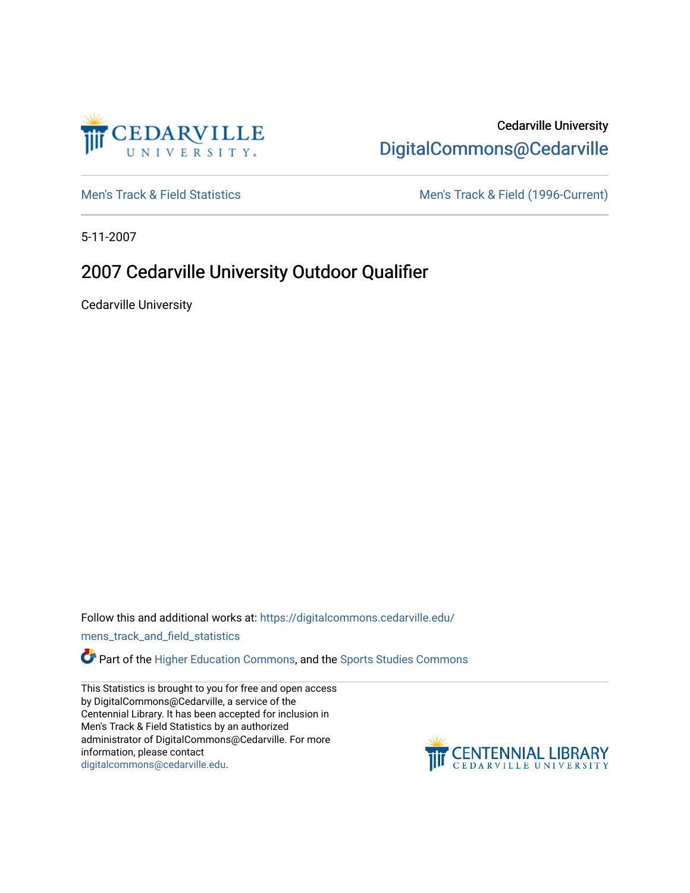Cedarville University

DigitalCommons@Cedarville

Men's Track & Field Statistics

Men's Track & Field (1996-Current)

5-11-2007

# 2007 Cedarville University Outdoor Qualifier

Cedarville University

Follow this and additional works at: https://digitalcommons.cedarville.edu/mens_track_and_field_statistics

Part of the Higher Education Commons, and the Sports Studies Commons

This Statistics is brought to you for free and open access by DigitalCommons@Cedarville, a service of the Centennial Library. It has been accepted for inclusion in Men's Track & Field Statistics by an authorized administrator of DigitalCommons@Cedarville. For more information, please contact digitalcommons@cedarville.edu.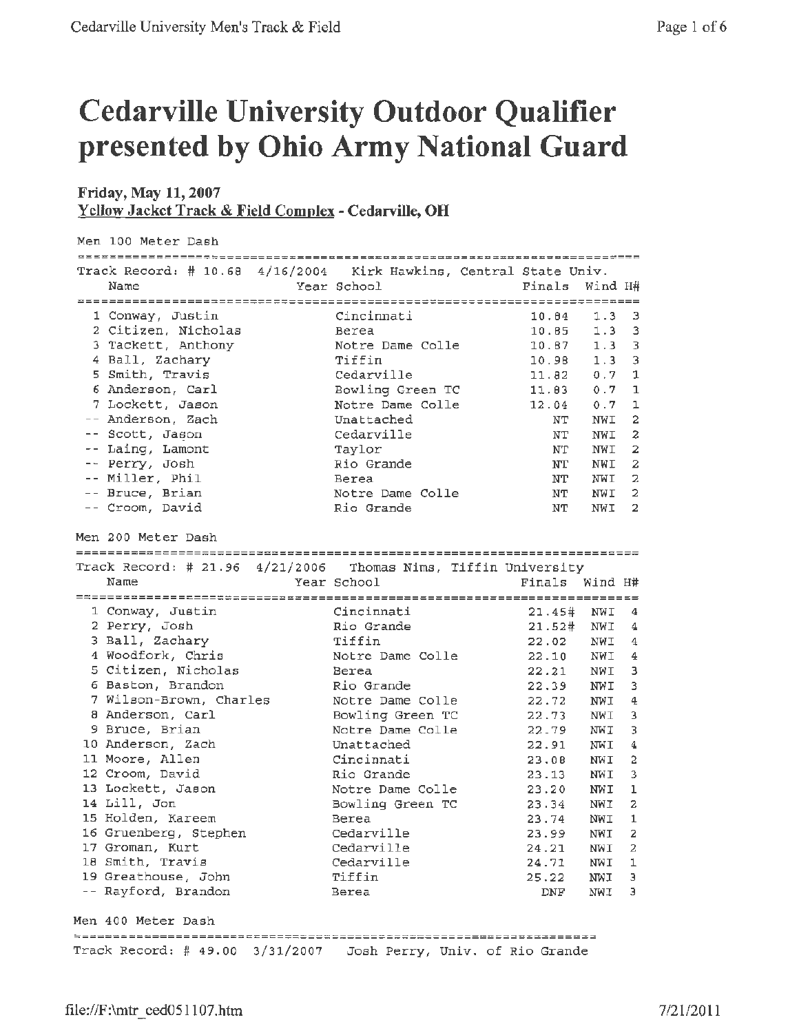# Cedarville University Outdoor Qualifier presented by Ohio Army National Guard

**Friday, May 11, 2007**
**Yellow Jacket Track & Field Complex - Cedarville, OH**

## Men 100 Meter Dash

Track Record: # 10.68 4/16/2004 Kirk Hawkins, Central State Univ.

| Place | Name | Year | School | Finals | Wind | H# |
|---|---|---|---|---|---|---|
| 1 | Conway, Justin | | Cincinnati | 10.84 | 1.3 | 3 |
| 2 | Citizen, Nicholas | | Berea | 10.85 | 1.3 | 3 |
| 3 | Tackett, Anthony | | Notre Dame Colle | 10.87 | 1.3 | 3 |
| 4 | Ball, Zachary | | Tiffin | 10.98 | 1.3 | 3 |
| 5 | Smith, Travis | | Cedarville | 11.82 | 0.7 | 1 |
| 6 | Anderson, Carl | | Bowling Green TC | 11.83 | 0.7 | 1 |
| 7 | Lockett, Jason | | Notre Dame Colle | 12.04 | 0.7 | 1 |
| -- | Anderson, Zach | | Unattached | NT | NWI | 2 |
| -- | Scott, Jason | | Cedarville | NT | NWI | 2 |
| -- | Laing, Lamont | | Taylor | NT | NWI | 2 |
| -- | Perry, Josh | | Rio Grande | NT | NWI | 2 |
| -- | Miller, Phil | | Berea | NT | NWI | 2 |
| -- | Bruce, Brian | | Notre Dame Colle | NT | NWI | 2 |
| -- | Croom, David | | Rio Grande | NT | NWI | 2 |

## Men 200 Meter Dash

Track Record: # 21.96 4/21/2006 Thomas Nims, Tiffin University

| Place | Name | Year | School | Finals | Wind | H# |
|---|---|---|---|---|---|---|
| 1 | Conway, Justin | | Cincinnati | 21.45# | NWI | 4 |
| 2 | Perry, Josh | | Rio Grande | 21.52# | NWI | 4 |
| 3 | Ball, Zachary | | Tiffin | 22.02 | NWI | 4 |
| 4 | Woodfork, Chris | | Notre Dame Colle | 22.10 | NWI | 4 |
| 5 | Citizen, Nicholas | | Berea | 22.21 | NWI | 3 |
| 6 | Baston, Brandon | | Rio Grande | 22.39 | NWI | 3 |
| 7 | Wilson-Brown, Charles | | Notre Dame Colle | 22.72 | NWI | 4 |
| 8 | Anderson, Carl | | Bowling Green TC | 22.73 | NWI | 3 |
| 9 | Bruce, Brian | | Notre Dame Colle | 22.79 | NWI | 3 |
| 10 | Anderson, Zach | | Unattached | 22.91 | NWI | 4 |
| 11 | Moore, Allen | | Cincinnati | 23.08 | NWI | 2 |
| 12 | Croom, David | | Rio Grande | 23.13 | NWI | 3 |
| 13 | Lockett, Jason | | Notre Dame Colle | 23.20 | NWI | 1 |
| 14 | Lill, Jon | | Bowling Green TC | 23.34 | NWI | 2 |
| 15 | Holden, Kareem | | Berea | 23.74 | NWI | 1 |
| 16 | Gruenberg, Stephen | | Cedarville | 23.99 | NWI | 2 |
| 17 | Groman, Kurt | | Cedarville | 24.21 | NWI | 2 |
| 18 | Smith, Travis | | Cedarville | 24.71 | NWI | 1 |
| 19 | Greathouse, John | | Tiffin | 25.22 | NWI | 3 |
| -- | Rayford, Brandon | | Berea | DNF | NWI | 3 |

## Men 400 Meter Dash

Track Record: # 49.00 3/31/2007 Josh Perry, Univ. of Rio Grande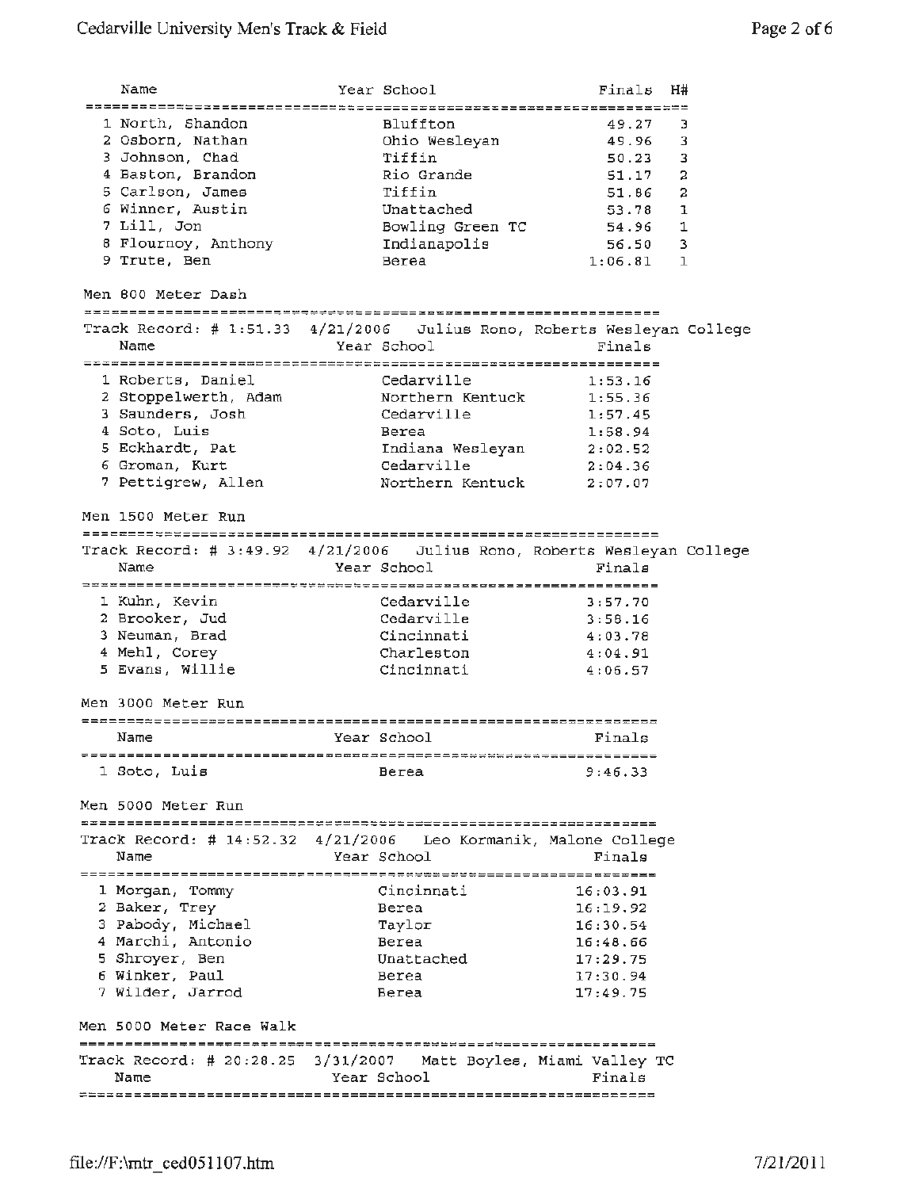| Name | Year | School | Finals | H# |
|---|---|---|---|---|
| 1 North, Shandon | | Bluffton | 49.27 | 3 |
| 2 Osborn, Nathan | | Ohio Wesleyan | 49.96 | 3 |
| 3 Johnson, Chad | | Tiffin | 50.23 | 3 |
| 4 Baston, Brandon | | Rio Grande | 51.17 | 2 |
| 5 Carlson, James | | Tiffin | 51.86 | 2 |
| 6 Winner, Austin | | Unattached | 53.78 | 1 |
| 7 Lill, Jon | | Bowling Green TC | 54.96 | 1 |
| 8 Flournoy, Anthony | | Indianapolis | 56.50 | 3 |
| 9 Trute, Ben | | Berea | 1:06.81 | 1 |

## Men 800 Meter Dash

Track Record: # 1:51.33 4/21/2006 Julius Rono, Roberts Wesleyan College

| Name | Year | School | Finals |
|---|---|---|---|
| 1 Roberts, Daniel | | Cedarville | 1:53.16 |
| 2 Stoppelwerth, Adam | | Northern Kentuck | 1:55.36 |
| 3 Saunders, Josh | | Cedarville | 1:57.45 |
| 4 Soto, Luis | | Berea | 1:58.94 |
| 5 Eckhardt, Pat | | Indiana Wesleyan | 2:02.52 |
| 6 Groman, Kurt | | Cedarville | 2:04.36 |
| 7 Pettigrew, Allen | | Northern Kentuck | 2:07.07 |

## Men 1500 Meter Run

Track Record: # 3:49.92 4/21/2006 Julius Rono, Roberts Wesleyan College

| Name | Year | School | Finals |
|---|---|---|---|
| 1 Kuhn, Kevin | | Cedarville | 3:57.70 |
| 2 Brooker, Jud | | Cedarville | 3:58.16 |
| 3 Neuman, Brad | | Cincinnati | 4:03.78 |
| 4 Mehl, Corey | | Charleston | 4:04.91 |
| 5 Evans, Willie | | Cincinnati | 4:06.57 |

## Men 3000 Meter Run

| Name | Year | School | Finals |
|---|---|---|---|
| 1 Soto, Luis | | Berea | 9:46.33 |

## Men 5000 Meter Run

Track Record: # 14:52.32 4/21/2006 Leo Kormanik, Malone College

| Name | Year | School | Finals |
|---|---|---|---|
| 1 Morgan, Tommy | | Cincinnati | 16:03.91 |
| 2 Baker, Trey | | Berea | 16:19.92 |
| 3 Pabody, Michael | | Taylor | 16:30.54 |
| 4 Marchi, Antonio | | Berea | 16:48.66 |
| 5 Shroyer, Ben | | Unattached | 17:29.75 |
| 6 Winker, Paul | | Berea | 17:30.94 |
| 7 Wilder, Jarrod | | Berea | 17:49.75 |

## Men 5000 Meter Race Walk

Track Record: # 20:28.25 3/31/2007 Matt Boyles, Miami Valley TC

| Name | Year | School | Finals |
|---|---|---|---|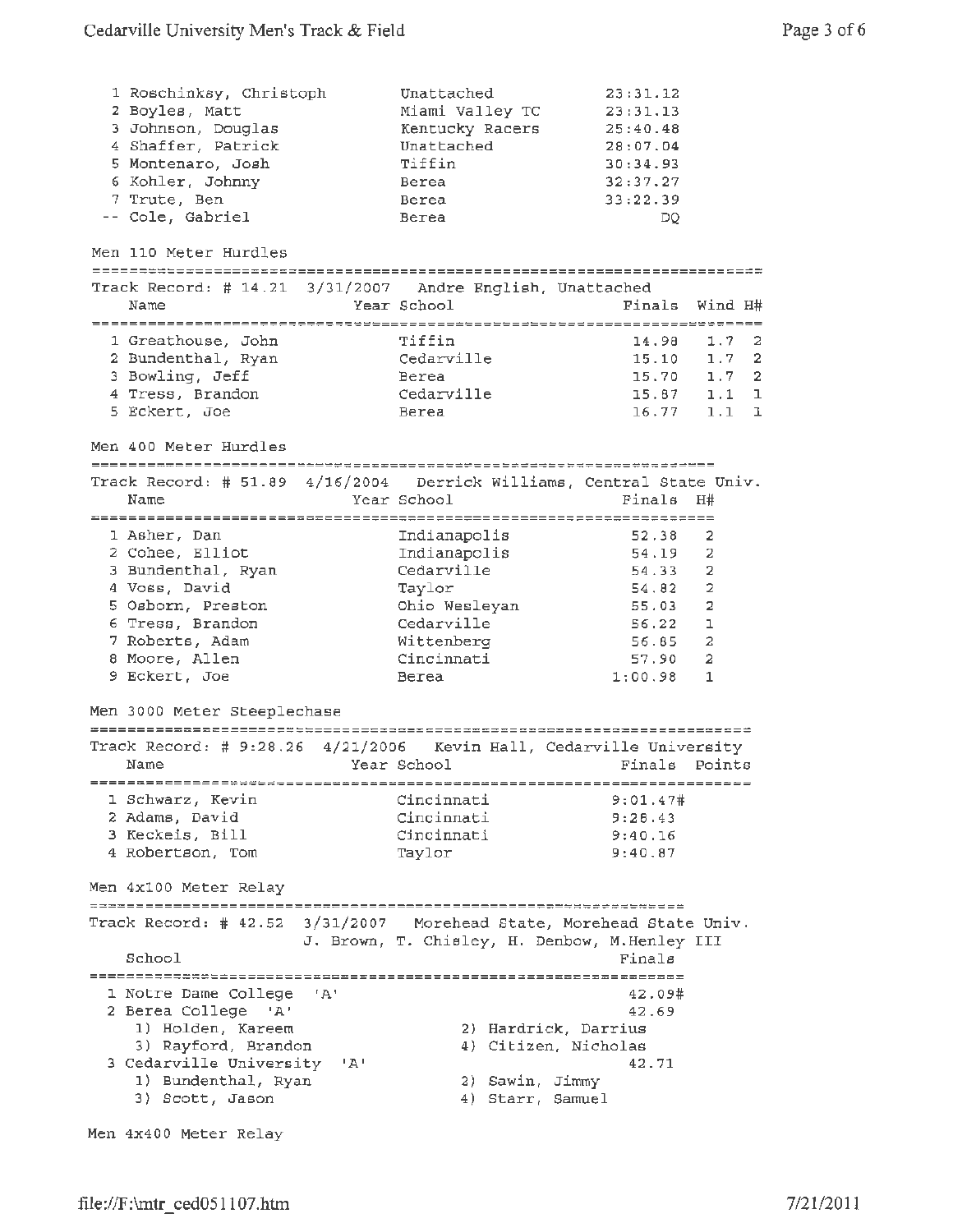| Place | Name | School | Finals |
|---|---|---|---|
| 1 | Roschinksy, Christoph | Unattached | 23:31.12 |
| 2 | Boyles, Matt | Miami Valley TC | 23:31.13 |
| 3 | Johnson, Douglas | Kentucky Racers | 25:40.48 |
| 4 | Shaffer, Patrick | Unattached | 28:07.04 |
| 5 | Montenaro, Josh | Tiffin | 30:34.93 |
| 6 | Kohler, Johnny | Berea | 32:37.27 |
| 7 | Trute, Ben | Berea | 33:22.39 |
| -- | Cole, Gabriel | Berea | DQ |

## Men 110 Meter Hurdles

Track Record: # 14.21 3/31/2007 Andre English, Unattached

| Place | Name | Year | School | Finals | Wind | H# |
|---|---|---|---|---|---|---|
| 1 | Greathouse, John | | Tiffin | 14.98 | 1.7 | 2 |
| 2 | Bundenthal, Ryan | | Cedarville | 15.10 | 1.7 | 2 |
| 3 | Bowling, Jeff | | Berea | 15.70 | 1.7 | 2 |
| 4 | Tress, Brandon | | Cedarville | 15.87 | 1.1 | 1 |
| 5 | Eckert, Joe | | Berea | 16.77 | 1.1 | 1 |

## Men 400 Meter Hurdles

Track Record: # 51.89 4/16/2004 Derrick Williams, Central State Univ.

| Place | Name | Year | School | Finals | H# |
|---|---|---|---|---|---|
| 1 | Asher, Dan | | Indianapolis | 52.38 | 2 |
| 2 | Cohee, Elliot | | Indianapolis | 54.19 | 2 |
| 3 | Bundenthal, Ryan | | Cedarville | 54.33 | 2 |
| 4 | Voss, David | | Taylor | 54.82 | 2 |
| 5 | Osborn, Preston | | Ohio Wesleyan | 55.03 | 2 |
| 6 | Tress, Brandon | | Cedarville | 56.22 | 1 |
| 7 | Roberts, Adam | | Wittenberg | 56.85 | 2 |
| 8 | Moore, Allen | | Cincinnati | 57.90 | 2 |
| 9 | Eckert, Joe | | Berea | 1:00.98 | 1 |

## Men 3000 Meter Steeplechase

Track Record: # 9:28.26 4/21/2006 Kevin Hall, Cedarville University

| Place | Name | Year | School | Finals | Points |
|---|---|---|---|---|---|
| 1 | Schwarz, Kevin | | Cincinnati | 9:01.47# | |
| 2 | Adams, David | | Cincinnati | 9:28.43 | |
| 3 | Keckeis, Bill | | Cincinnati | 9:40.16 | |
| 4 | Robertson, Tom | | Taylor | 9:40.87 | |

## Men 4x100 Meter Relay

Track Record: # 42.52 3/31/2007 Morehead State, Morehead State Univ.
J. Brown, T. Chisley, H. Denbow, M.Henley III

| Place | School | Finals |
|---|---|---|
| 1 | Notre Dame College 'A' | 42.09# |
| 2 | Berea College 'A' | 42.69 |
| | 1) Holden, Kareem; 2) Hardrick, Darrius; 3) Rayford, Brandon; 4) Citizen, Nicholas | |
| 3 | Cedarville University 'A' | 42.71 |
| | 1) Bundenthal, Ryan; 2) Sawin, Jimmy; 3) Scott, Jason; 4) Starr, Samuel | |

## Men 4x400 Meter Relay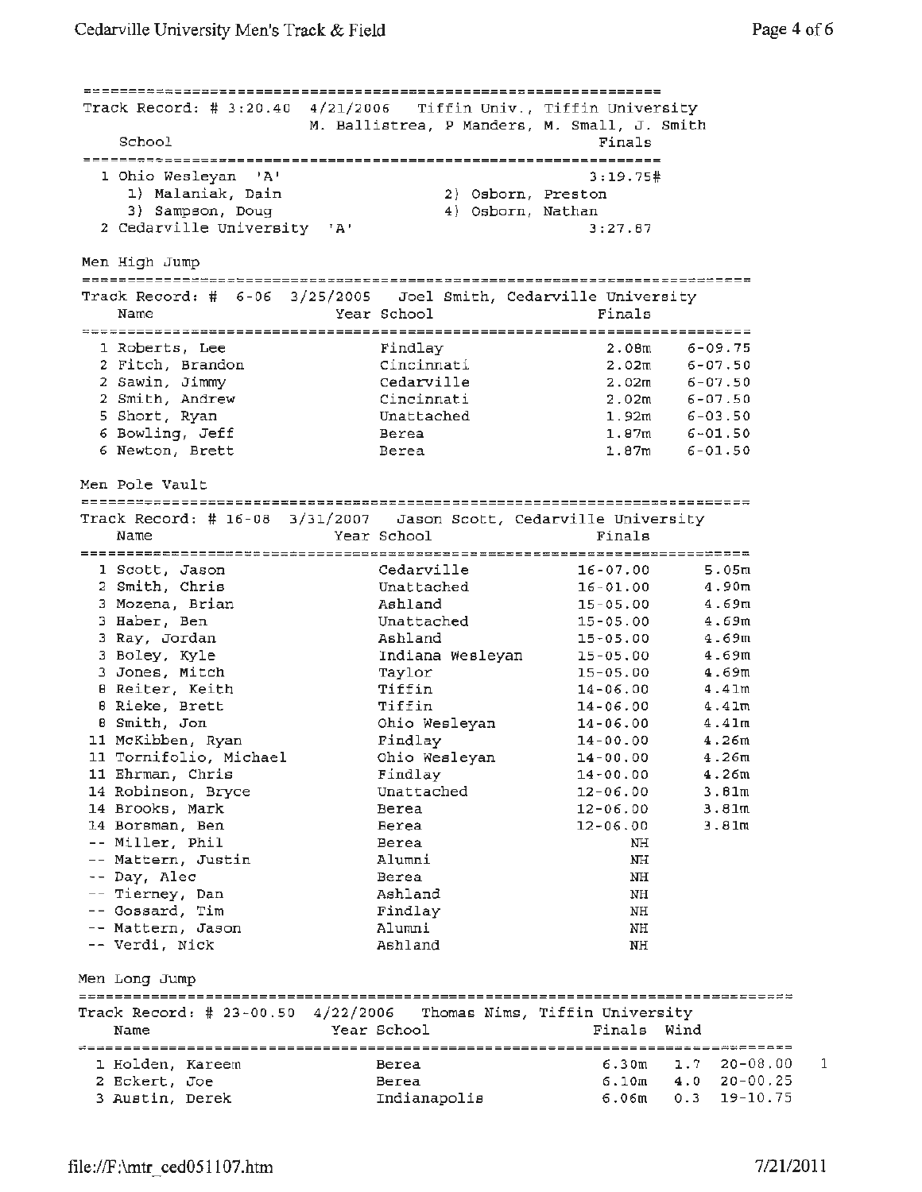Track Record: # 3:20.40 4/21/2006 Tiffin Univ., Tiffin University
M. Ballistrea, P Manders, M. Small, J. Smith

| | School | Finals |
|---|---|---|
| 1 | Ohio Wesleyan 'A' | 3:19.75# |
| | 1) Malaniak, Dain 2) Osborn, Preston 3) Sampson, Doug 4) Osborn, Nathan | |
| 2 | Cedarville University 'A' | 3:27.87 |

## Men High Jump

Track Record: # 6-06 3/25/2005 Joel Smith, Cedarville University

| | Name | Year | School | Finals | |
|---|---|---|---|---|---|
| 1 | Roberts, Lee | | Findlay | 2.08m | 6-09.75 |
| 2 | Fitch, Brandon | | Cincinnati | 2.02m | 6-07.50 |
| 2 | Sawin, Jimmy | | Cedarville | 2.02m | 6-07.50 |
| 2 | Smith, Andrew | | Cincinnati | 2.02m | 6-07.50 |
| 5 | Short, Ryan | | Unattached | 1.92m | 6-03.50 |
| 6 | Bowling, Jeff | | Berea | 1.87m | 6-01.50 |
| 6 | Newton, Brett | | Berea | 1.87m | 6-01.50 |

## Men Pole Vault

Track Record: # 16-08 3/31/2007 Jason Scott, Cedarville University

| | Name | Year | School | Finals | |
|---|---|---|---|---|---|
| 1 | Scott, Jason | | Cedarville | 16-07.00 | 5.05m |
| 2 | Smith, Chris | | Unattached | 16-01.00 | 4.90m |
| 3 | Mozena, Brian | | Ashland | 15-05.00 | 4.69m |
| 3 | Haber, Ben | | Unattached | 15-05.00 | 4.69m |
| 3 | Ray, Jordan | | Ashland | 15-05.00 | 4.69m |
| 3 | Boley, Kyle | | Indiana Wesleyan | 15-05.00 | 4.69m |
| 3 | Jones, Mitch | | Taylor | 15-05.00 | 4.69m |
| 8 | Reiter, Keith | | Tiffin | 14-06.00 | 4.41m |
| 8 | Rieke, Brett | | Tiffin | 14-06.00 | 4.41m |
| 8 | Smith, Jon | | Ohio Wesleyan | 14-06.00 | 4.41m |
| 11 | McKibben, Ryan | | Findlay | 14-00.00 | 4.26m |
| 11 | Tornifolio, Michael | | Ohio Wesleyan | 14-00.00 | 4.26m |
| 11 | Ehrman, Chris | | Findlay | 14-00.00 | 4.26m |
| 14 | Robinson, Bryce | | Unattached | 12-06.00 | 3.81m |
| 14 | Brooks, Mark | | Berea | 12-06.00 | 3.81m |
| 14 | Borsman, Ben | | Berea | 12-06.00 | 3.81m |
| -- | Miller, Phil | | Berea | NH | |
| -- | Mattern, Justin | | Alumni | NH | |
| -- | Day, Alec | | Berea | NH | |
| -- | Tierney, Dan | | Ashland | NH | |
| -- | Gossard, Tim | | Findlay | NH | |
| -- | Mattern, Jason | | Alumni | NH | |
| -- | Verdi, Nick | | Ashland | NH | |

## Men Long Jump

Track Record: # 23-00.50 4/22/2006 Thomas Nims, Tiffin University

| | Name | Year | School | Finals | Wind | | |
|---|---|---|---|---|---|---|---|
| 1 | Holden, Kareem | | Berea | 6.30m | 1.7 | 20-08.00 | 1 |
| 2 | Eckert, Joe | | Berea | 6.10m | 4.0 | 20-00.25 | |
| 3 | Austin, Derek | | Indianapolis | 6.06m | 0.3 | 19-10.75 | |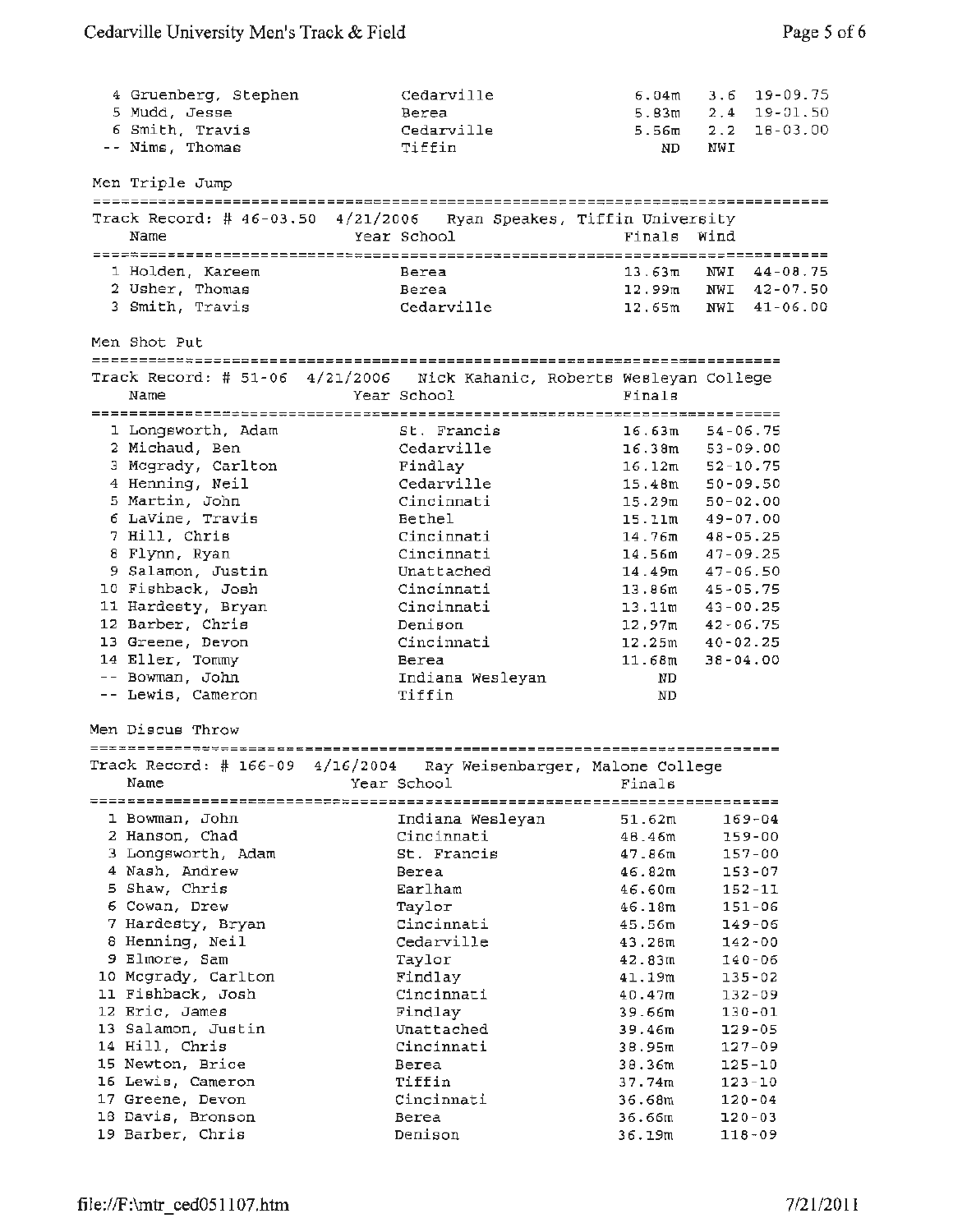| Place | Name | Year | School | Finals | Wind | |
|---|---|---|---|---|---|---|
| 4 | Gruenberg, Stephen | | Cedarville | 6.04m | 3.6 | 19-09.75 |
| 5 | Mudd, Jesse | | Berea | 5.83m | 2.4 | 19-01.50 |
| 6 | Smith, Travis | | Cedarville | 5.56m | 2.2 | 18-03.00 |
| -- | Nims, Thomas | | Tiffin | ND | NWI | |

## Men Triple Jump

Track Record: # 46-03.50 4/21/2006 Ryan Speakes, Tiffin University

| Place | Name | Year | School | Finals | Wind | |
|---|---|---|---|---|---|---|
| 1 | Holden, Kareem | | Berea | 13.63m | NWI | 44-08.75 |
| 2 | Usher, Thomas | | Berea | 12.99m | NWI | 42-07.50 |
| 3 | Smith, Travis | | Cedarville | 12.65m | NWI | 41-06.00 |

## Men Shot Put

Track Record: # 51-06 4/21/2006 Nick Kahanic, Roberts Wesleyan College

| Place | Name | Year | School | Finals | |
|---|---|---|---|---|---|
| 1 | Longsworth, Adam | | St. Francis | 16.63m | 54-06.75 |
| 2 | Michaud, Ben | | Cedarville | 16.38m | 53-09.00 |
| 3 | Mcgrady, Carlton | | Findlay | 16.12m | 52-10.75 |
| 4 | Henning, Neil | | Cedarville | 15.48m | 50-09.50 |
| 5 | Martin, John | | Cincinnati | 15.29m | 50-02.00 |
| 6 | LaVine, Travis | | Bethel | 15.11m | 49-07.00 |
| 7 | Hill, Chris | | Cincinnati | 14.76m | 48-05.25 |
| 8 | Flynn, Ryan | | Cincinnati | 14.56m | 47-09.25 |
| 9 | Salamon, Justin | | Unattached | 14.49m | 47-06.50 |
| 10 | Fishback, Josh | | Cincinnati | 13.86m | 45-05.75 |
| 11 | Hardesty, Bryan | | Cincinnati | 13.11m | 43-00.25 |
| 12 | Barber, Chris | | Denison | 12.97m | 42-06.75 |
| 13 | Greene, Devon | | Cincinnati | 12.25m | 40-02.25 |
| 14 | Eller, Tommy | | Berea | 11.68m | 38-04.00 |
| -- | Bowman, John | | Indiana Wesleyan | ND | |
| -- | Lewis, Cameron | | Tiffin | ND | |

## Men Discus Throw

Track Record: # 166-09 4/16/2004 Ray Weisenbarger, Malone College

| Place | Name | Year | School | Finals | |
|---|---|---|---|---|---|
| 1 | Bowman, John | | Indiana Wesleyan | 51.62m | 169-04 |
| 2 | Hanson, Chad | | Cincinnati | 48.46m | 159-00 |
| 3 | Longsworth, Adam | | St. Francis | 47.86m | 157-00 |
| 4 | Nash, Andrew | | Berea | 46.82m | 153-07 |
| 5 | Shaw, Chris | | Earlham | 46.60m | 152-11 |
| 6 | Cowan, Drew | | Taylor | 46.18m | 151-06 |
| 7 | Hardesty, Bryan | | Cincinnati | 45.56m | 149-06 |
| 8 | Henning, Neil | | Cedarville | 43.28m | 142-00 |
| 9 | Elmore, Sam | | Taylor | 42.83m | 140-06 |
| 10 | Mcgrady, Carlton | | Findlay | 41.19m | 135-02 |
| 11 | Fishback, Josh | | Cincinnati | 40.47m | 132-09 |
| 12 | Eric, James | | Findlay | 39.66m | 130-01 |
| 13 | Salamon, Justin | | Unattached | 39.46m | 129-05 |
| 14 | Hill, Chris | | Cincinnati | 38.95m | 127-09 |
| 15 | Newton, Brice | | Berea | 38.36m | 125-10 |
| 16 | Lewis, Cameron | | Tiffin | 37.74m | 123-10 |
| 17 | Greene, Devon | | Cincinnati | 36.68m | 120-04 |
| 18 | Davis, Bronson | | Berea | 36.66m | 120-03 |
| 19 | Barber, Chris | | Denison | 36.19m | 118-09 |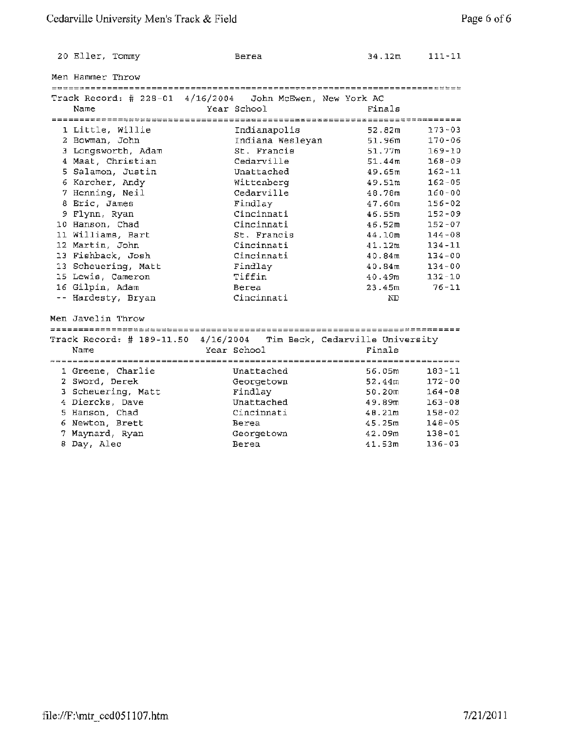| | | | | |
|---|---|---|---|---|
| 20 Eller, Tommy | | Berea | 34.12m | 111-11 |

## Men Hammer Throw

Track Record: # 228-01 4/16/2004 John McEwen, New York AC

| Name | Year | School | Finals | |
|---|---|---|---|---|
| 1 Little, Willie | | Indianapolis | 52.82m | 173-03 |
| 2 Bowman, John | | Indiana Wesleyan | 51.96m | 170-06 |
| 3 Longsworth, Adam | | St. Francis | 51.77m | 169-10 |
| 4 Maat, Christian | | Cedarville | 51.44m | 168-09 |
| 5 Salamon, Justin | | Unattached | 49.65m | 162-11 |
| 6 Karcher, Andy | | Wittenberg | 49.51m | 162-05 |
| 7 Henning, Neil | | Cedarville | 48.78m | 160-00 |
| 8 Eric, James | | Findlay | 47.60m | 156-02 |
| 9 Flynn, Ryan | | Cincinnati | 46.55m | 152-09 |
| 10 Hanson, Chad | | Cincinnati | 46.52m | 152-07 |
| 11 Williams, Bart | | St. Francis | 44.10m | 144-08 |
| 12 Martin, John | | Cincinnati | 41.12m | 134-11 |
| 13 Fishback, Josh | | Cincinnati | 40.84m | 134-00 |
| 13 Scheuering, Matt | | Findlay | 40.84m | 134-00 |
| 15 Lewis, Cameron | | Tiffin | 40.49m | 132-10 |
| 16 Gilpin, Adam | | Berea | 23.45m | 76-11 |
| -- Hardesty, Bryan | | Cincinnati | ND | |

## Men Javelin Throw

Track Record: # 189-11.50 4/16/2004 Tim Beck, Cedarville University

| Name | Year | School | Finals | |
|---|---|---|---|---|
| 1 Greene, Charlie | | Unattached | 56.05m | 183-11 |
| 2 Sword, Derek | | Georgetown | 52.44m | 172-00 |
| 3 Scheuering, Matt | | Findlay | 50.20m | 164-08 |
| 4 Diercks, Dave | | Unattached | 49.89m | 163-08 |
| 5 Hanson, Chad | | Cincinnati | 48.21m | 158-02 |
| 6 Newton, Brett | | Berea | 45.25m | 148-05 |
| 7 Maynard, Ryan | | Georgetown | 42.09m | 138-01 |
| 8 Day, Alec | | Berea | 41.53m | 136-03 |